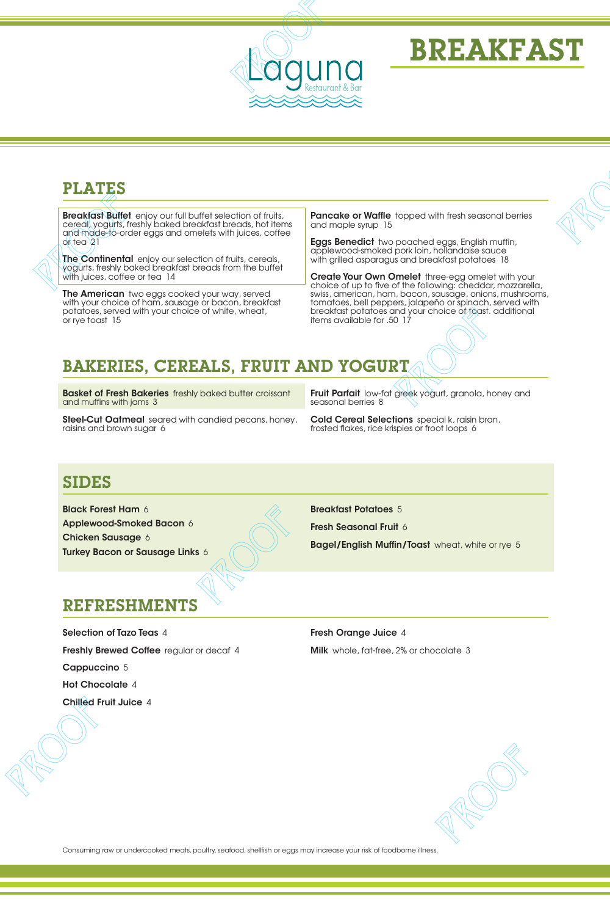Laguna
Restaurant & Bar

# BREAKFAST

## PLATES

**Breakfast Buffet** enjoy our full buffet selection of fruits, cereal, yogurts, freshly baked breakfast breads, hot items and made-to-order eggs and omelets with juices, coffee or tea 21

**The Continental** enjoy our selection of fruits, cereals, yogurts, freshly baked breakfast breads from the buffet with juices, coffee or tea 14

**The American** two eggs cooked your way, served with your choice of ham, sausage or bacon, breakfast potatoes, served with your choice of white, wheat, or rye toast 15

**Pancake or Waffle** topped with fresh seasonal berries and maple syrup 15

**Eggs Benedict** two poached eggs, English muffin, applewood-smoked pork loin, hollandaise sauce with grilled asparagus and breakfast potatoes 18

**Create Your Own Omelet** three-egg omelet with your choice of up to five of the following: cheddar, mozzarella, swiss, american, ham, bacon, sausage, onions, mushrooms, tomatoes, bell peppers, jalapeño or spinach, served with breakfast potatoes and your choice of toast. additional items available for .50 17

## BAKERIES, CEREALS, FRUIT AND YOGURT

**Basket of Fresh Bakeries** freshly baked butter croissant and muffins with jams 3

**Steel-Cut Oatmeal** seared with candied pecans, honey, raisins and brown sugar 6

**Fruit Parfait** low-fat greek yogurt, granola, honey and seasonal berries 8

**Cold Cereal Selections** special k, raisin bran, frosted flakes, rice krispies or froot loops 6

## SIDES

**Black Forest Ham** 6

**Applewood-Smoked Bacon** 6

**Chicken Sausage** 6

**Turkey Bacon or Sausage Links** 6

**Breakfast Potatoes** 5

**Fresh Seasonal Fruit** 6

**Bagel/English Muffin/Toast** wheat, white or rye 5

## REFRESHMENTS

**Selection of Tazo Teas** 4

**Freshly Brewed Coffee** regular or decaf 4

**Cappuccino** 5

**Hot Chocolate** 4

**Chilled Fruit Juice** 4

**Fresh Orange Juice** 4

**Milk** whole, fat-free, 2% or chocolate 3

Consuming raw or undercooked meats, poultry, seafood, shellfish or eggs may increase your risk of foodborne illness.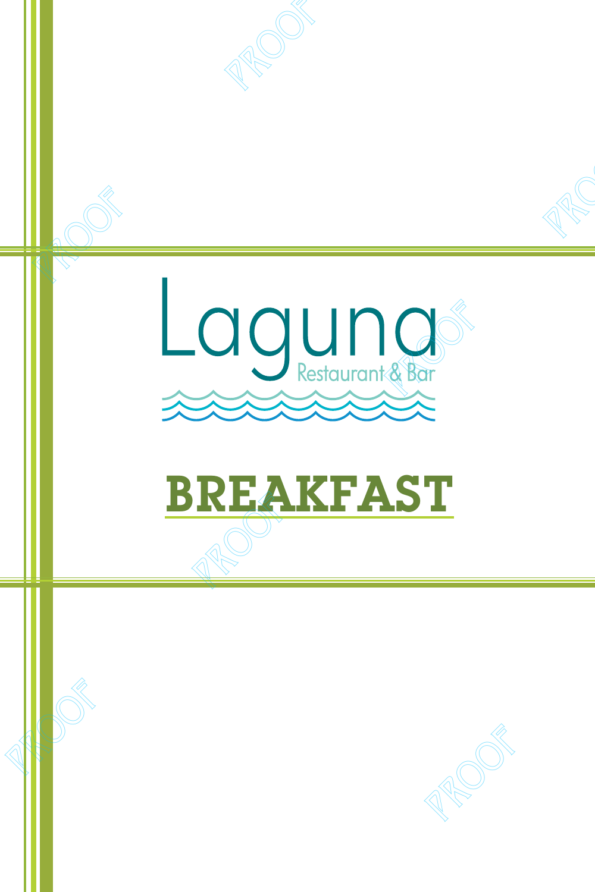# Laguna

Restaurant & Bar

## BREAKFAST